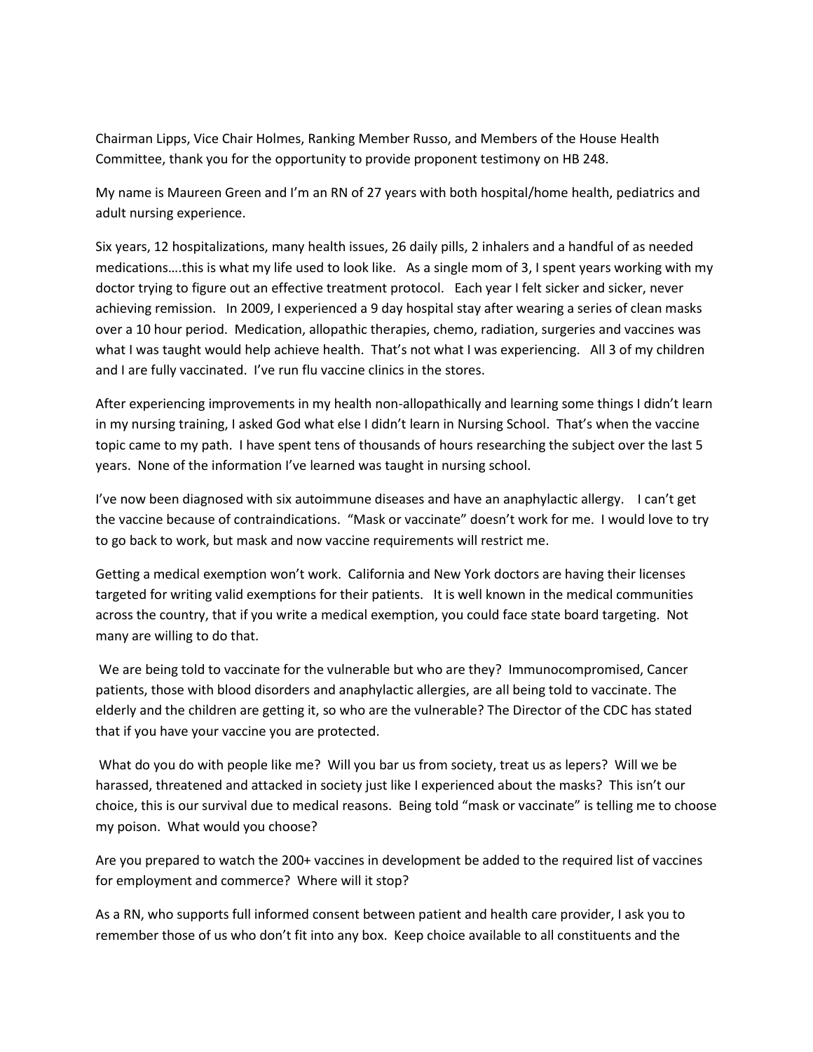Chairman Lipps, Vice Chair Holmes, Ranking Member Russo, and Members of the House Health Committee, thank you for the opportunity to provide proponent testimony on HB 248.

My name is Maureen Green and I'm an RN of 27 years with both hospital/home health, pediatrics and adult nursing experience.

Six years, 12 hospitalizations, many health issues, 26 daily pills, 2 inhalers and a handful of as needed medications….this is what my life used to look like. As a single mom of 3, I spent years working with my doctor trying to figure out an effective treatment protocol. Each year I felt sicker and sicker, never achieving remission. In 2009, I experienced a 9 day hospital stay after wearing a series of clean masks over a 10 hour period. Medication, allopathic therapies, chemo, radiation, surgeries and vaccines was what I was taught would help achieve health. That's not what I was experiencing. All 3 of my children and I are fully vaccinated. I've run flu vaccine clinics in the stores.

After experiencing improvements in my health non-allopathically and learning some things I didn't learn in my nursing training, I asked God what else I didn't learn in Nursing School. That's when the vaccine topic came to my path. I have spent tens of thousands of hours researching the subject over the last 5 years. None of the information I've learned was taught in nursing school.

I've now been diagnosed with six autoimmune diseases and have an anaphylactic allergy. I can't get the vaccine because of contraindications. "Mask or vaccinate" doesn't work for me. I would love to try to go back to work, but mask and now vaccine requirements will restrict me.

Getting a medical exemption won't work. California and New York doctors are having their licenses targeted for writing valid exemptions for their patients. It is well known in the medical communities across the country, that if you write a medical exemption, you could face state board targeting. Not many are willing to do that.

We are being told to vaccinate for the vulnerable but who are they? Immunocompromised, Cancer patients, those with blood disorders and anaphylactic allergies, are all being told to vaccinate. The elderly and the children are getting it, so who are the vulnerable? The Director of the CDC has stated that if you have your vaccine you are protected.

What do you do with people like me? Will you bar us from society, treat us as lepers? Will we be harassed, threatened and attacked in society just like I experienced about the masks? This isn't our choice, this is our survival due to medical reasons. Being told "mask or vaccinate" is telling me to choose my poison. What would you choose?

Are you prepared to watch the 200+ vaccines in development be added to the required list of vaccines for employment and commerce? Where will it stop?

As a RN, who supports full informed consent between patient and health care provider, I ask you to remember those of us who don't fit into any box. Keep choice available to all constituents and the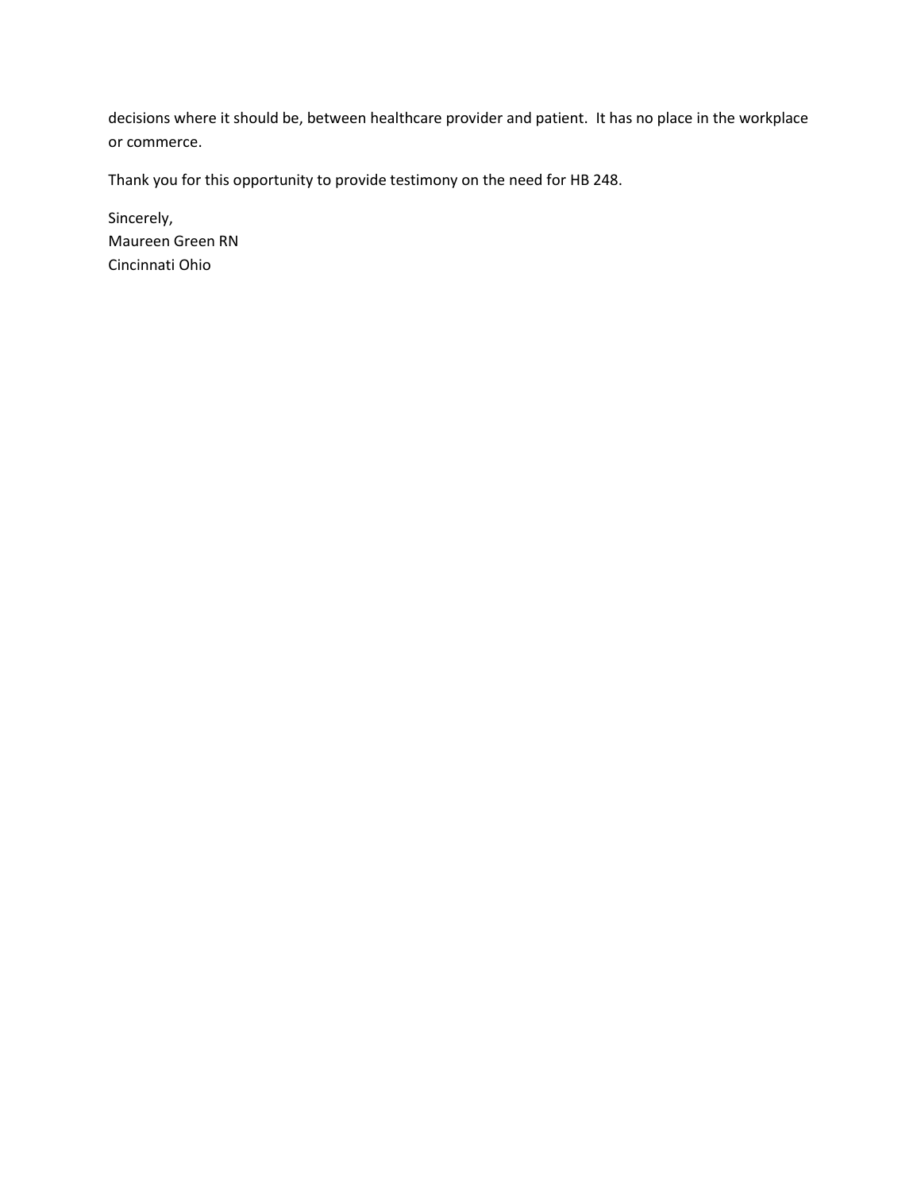decisions where it should be, between healthcare provider and patient.  It has no place in the workplace or commerce.

Thank you for this opportunity to provide testimony on the need for HB 248.

Sincerely,
Maureen Green RN
Cincinnati Ohio